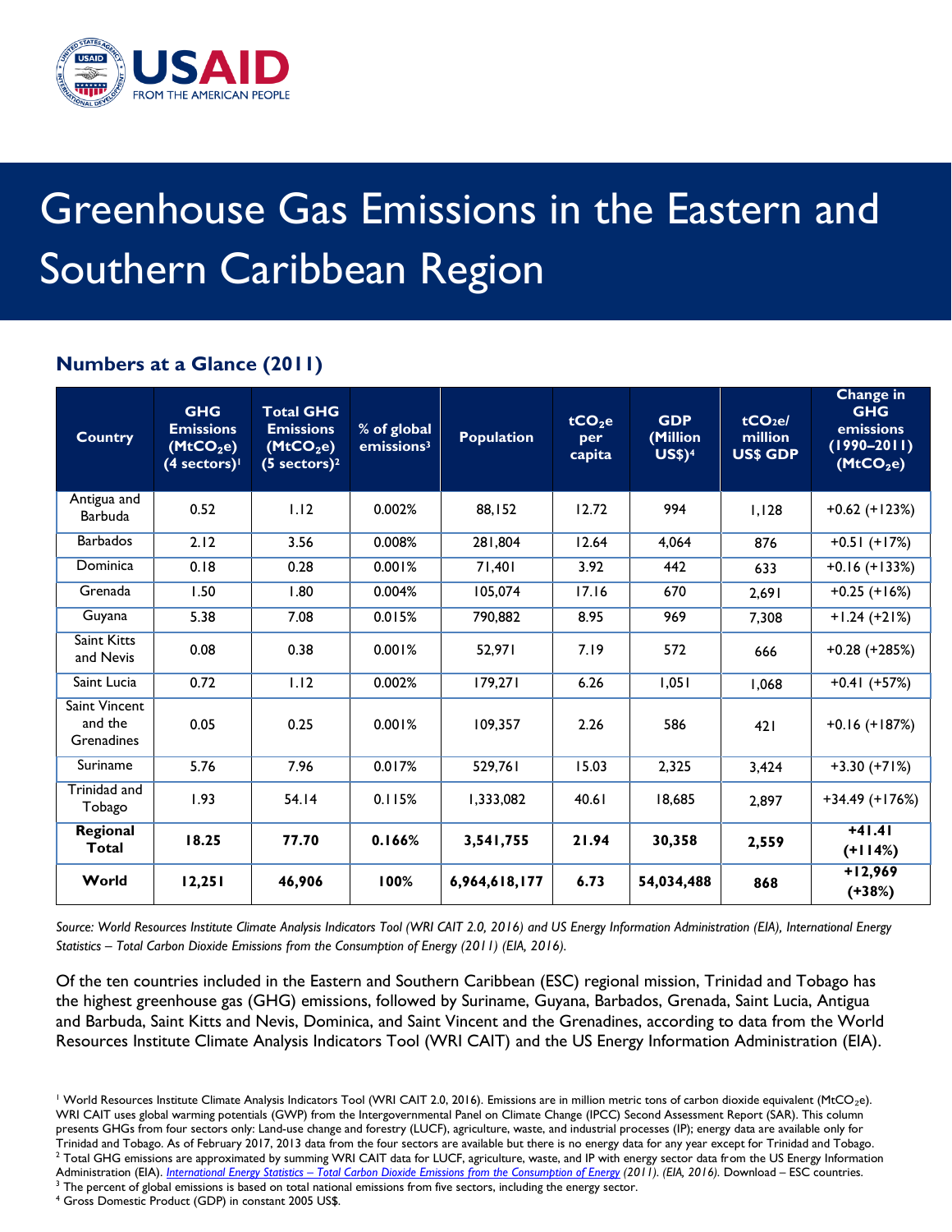# Greenhouse Gas Emissions in the Eastern and Southern Caribbean Region

## Numbers at a Glance (2011)

| Country | GHG Emissions ($MtCO_2e$) (4 sectors)[1] | Total GHG Emissions ($MtCO_2e$) (5 sectors)[2] | % of global emissions[3] | Population | $tCO_2e$ per capita | GDP (Million US$)[4] | $tCO_2e$/ million US$ GDP | Change in GHG emissions (1990–2011) ($MtCO_2e$) |
|---|---|---|---|---|---|---|---|---|
| Antigua and Barbuda | 0.52 | 1.12 | 0.002% | 88,152 | 12.72 | 994 | 1,128 | +0.62 (+123%) |
| Barbados | 2.12 | 3.56 | 0.008% | 281,804 | 12.64 | 4,064 | 876 | +0.51 (+17%) |
| Dominica | 0.18 | 0.28 | 0.001% | 71,401 | 3.92 | 442 | 633 | +0.16 (+133%) |
| Grenada | 1.50 | 1.80 | 0.004% | 105,074 | 17.16 | 670 | 2,691 | +0.25 (+16%) |
| Guyana | 5.38 | 7.08 | 0.015% | 790,882 | 8.95 | 969 | 7,308 | +1.24 (+21%) |
| Saint Kitts and Nevis | 0.08 | 0.38 | 0.001% | 52,971 | 7.19 | 572 | 666 | +0.28 (+285%) |
| Saint Lucia | 0.72 | 1.12 | 0.002% | 179,271 | 6.26 | 1,051 | 1,068 | +0.41 (+57%) |
| Saint Vincent and the Grenadines | 0.05 | 0.25 | 0.001% | 109,357 | 2.26 | 586 | 421 | +0.16 (+187%) |
| Suriname | 5.76 | 7.96 | 0.017% | 529,761 | 15.03 | 2,325 | 3,424 | +3.30 (+71%) |
| Trinidad and Tobago | 1.93 | 54.14 | 0.115% | 1,333,082 | 40.61 | 18,685 | 2,897 | +34.49 (+176%) |
| **Regional Total** | **18.25** | **77.70** | **0.166%** | **3,541,755** | **21.94** | **30,358** | **2,559** | **+41.41 (+114%)** |
| **World** | **12,251** | **46,906** | **100%** | **6,964,618,177** | **6.73** | **54,034,488** | **868** | **+12,969 (+38%)** |

*Source: World Resources Institute Climate Analysis Indicators Tool (WRI CAIT 2.0, 2016) and US Energy Information Administration (EIA), International Energy Statistics – Total Carbon Dioxide Emissions from the Consumption of Energy (2011) (EIA, 2016).*

Of the ten countries included in the Eastern and Southern Caribbean (ESC) regional mission, Trinidad and Tobago has the highest greenhouse gas (GHG) emissions, followed by Suriname, Guyana, Barbados, Grenada, Saint Lucia, Antigua and Barbuda, Saint Kitts and Nevis, Dominica, and Saint Vincent and the Grenadines, according to data from the World Resources Institute Climate Analysis Indicators Tool (WRI CAIT) and the US Energy Information Administration (EIA).

[1] World Resources Institute Climate Analysis Indicators Tool (WRI CAIT 2.0, 2016). Emissions are in million metric tons of carbon dioxide equivalent ($MtCO_2e$). WRI CAIT uses global warming potentials (GWP) from the Intergovernmental Panel on Climate Change (IPCC) Second Assessment Report (SAR). This column presents GHGs from four sectors only: Land-use change and forestry (LUCF), agriculture, waste, and industrial processes (IP); energy data are available only for Trinidad and Tobago. As of February 2017, 2013 data from the four sectors are available but there is no energy data for any year except for Trinidad and Tobago.
[2] Total GHG emissions are approximated by summing WRI CAIT data for LUCF, agriculture, waste, and IP with energy sector data from the US Energy Information Administration (EIA). *International Energy Statistics – Total Carbon Dioxide Emissions from the Consumption of Energy (2011). (EIA, 2016).* Download – ESC countries.
[3] The percent of global emissions is based on total national emissions from five sectors, including the energy sector.
[4] Gross Domestic Product (GDP) in constant 2005 US$.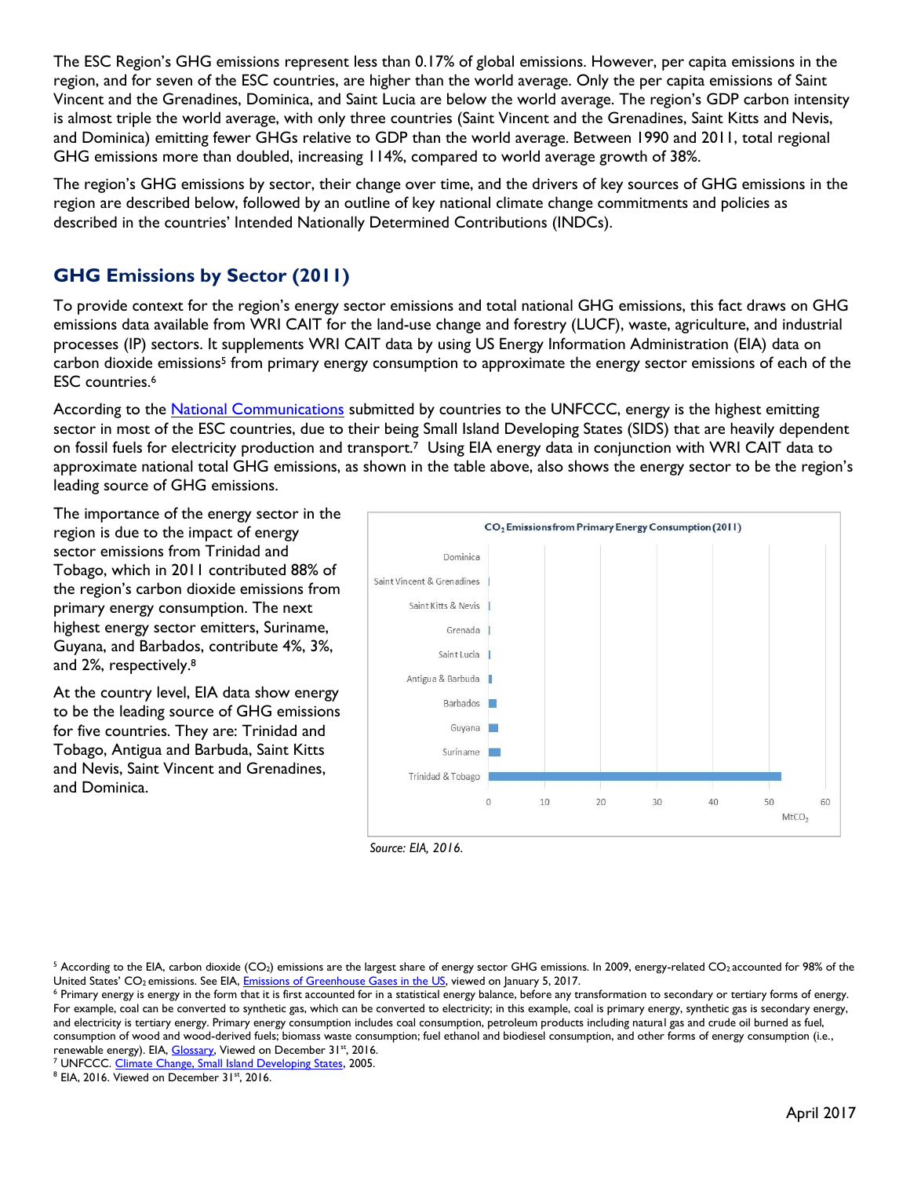The ESC Region's GHG emissions represent less than 0.17% of global emissions. However, per capita emissions in the region, and for seven of the ESC countries, are higher than the world average. Only the per capita emissions of Saint Vincent and the Grenadines, Dominica, and Saint Lucia are below the world average. The region's GDP carbon intensity is almost triple the world average, with only three countries (Saint Vincent and the Grenadines, Saint Kitts and Nevis, and Dominica) emitting fewer GHGs relative to GDP than the world average. Between 1990 and 2011, total regional GHG emissions more than doubled, increasing 114%, compared to world average growth of 38%.

The region's GHG emissions by sector, their change over time, and the drivers of key sources of GHG emissions in the region are described below, followed by an outline of key national climate change commitments and policies as described in the countries' Intended Nationally Determined Contributions (INDCs).

## GHG Emissions by Sector (2011)

To provide context for the region's energy sector emissions and total national GHG emissions, this fact draws on GHG emissions data available from WRI CAIT for the land-use change and forestry (LUCF), waste, agriculture, and industrial processes (IP) sectors. It supplements WRI CAIT data by using US Energy Information Administration (EIA) data on carbon dioxide emissions[5] from primary energy consumption to approximate the energy sector emissions of each of the ESC countries.[6]

According to the National Communications submitted by countries to the UNFCCC, energy is the highest emitting sector in most of the ESC countries, due to their being Small Island Developing States (SIDS) that are heavily dependent on fossil fuels for electricity production and transport.[7] Using EIA energy data in conjunction with WRI CAIT data to approximate national total GHG emissions, as shown in the table above, also shows the energy sector to be the region's leading source of GHG emissions.

The importance of the energy sector in the region is due to the impact of energy sector emissions from Trinidad and Tobago, which in 2011 contributed 88% of the region's carbon dioxide emissions from primary energy consumption. The next highest energy sector emitters, Suriname, Guyana, and Barbados, contribute 4%, 3%, and 2%, respectively.[8]

At the country level, EIA data show energy to be the leading source of GHG emissions for five countries. They are: Trinidad and Tobago, Antigua and Barbuda, Saint Kitts and Nevis, Saint Vincent and Grenadines, and Dominica.

$CO_2$ Emissions from Primary Energy Consumption (2011)

Dominica
Saint Vincent & Grenadines
Saint Kitts & Nevis
Grenada
Saint Lucia
Antigua & Barbuda
Barbados
Guyana
Suriname
Trinidad & Tobago

0 10 20 30 40 50 60

$MtCO_2$

*Source: EIA, 2016.*

[5] According to the EIA, carbon dioxide ($CO_2$) emissions are the largest share of energy sector GHG emissions. In 2009, energy-related $CO_2$ accounted for 98% of the United States' $CO_2$ emissions. See EIA, Emissions of Greenhouse Gases in the US, viewed on January 5, 2017.

[6] Primary energy is energy in the form that it is first accounted for in a statistical energy balance, before any transformation to secondary or tertiary forms of energy. For example, coal can be converted to synthetic gas, which can be converted to electricity; in this example, coal is primary energy, synthetic gas is secondary energy, and electricity is tertiary energy. Primary energy consumption includes coal consumption, petroleum products including natural gas and crude oil burned as fuel, consumption of wood and wood-derived fuels; biomass waste consumption; fuel ethanol and biodiesel consumption, and other forms of energy consumption (i.e., renewable energy). EIA, Glossary, Viewed on December 31st, 2016.

[7] UNFCCC. Climate Change, Small Island Developing States, 2005.

[8] EIA, 2016. Viewed on December 31st, 2016.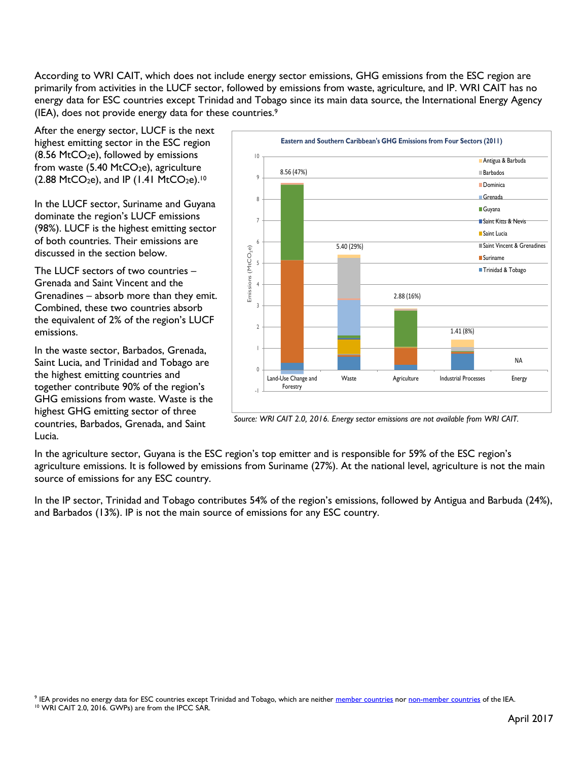According to WRI CAIT, which does not include energy sector emissions, GHG emissions from the ESC region are primarily from activities in the LUCF sector, followed by emissions from waste, agriculture, and IP. WRI CAIT has no energy data for ESC countries except Trinidad and Tobago since its main data source, the International Energy Agency (IEA), does not provide energy data for these countries.[9]

After the energy sector, LUCF is the next highest emitting sector in the ESC region (8.56 $MtCO_2e$), followed by emissions from waste (5.40 $MtCO_2e$), agriculture (2.88 $MtCO_2e$), and IP (1.41 $MtCO_2e$).[10]

In the LUCF sector, Suriname and Guyana dominate the region's LUCF emissions (98%). LUCF is the highest emitting sector of both countries. Their emissions are discussed in the section below.

The LUCF sectors of two countries – Grenada and Saint Vincent and the Grenadines – absorb more than they emit. Combined, these two countries absorb the equivalent of 2% of the region's LUCF emissions.

In the waste sector, Barbados, Grenada, Saint Lucia, and Trinidad and Tobago are the highest emitting countries and together contribute 90% of the region's GHG emissions from waste. Waste is the highest GHG emitting sector of three countries, Barbados, Grenada, and Saint Lucia.

Eastern and Southern Caribbean's GHG Emissions from Four Sectors (2011)

Emissions ($MtCO_2e$)

8.56 (47%)
5.40 (29%)
2.88 (16%)
1.41 (8%)
NA

Land-Use Change and Forestry
Waste
Agriculture
Industrial Processes
Energy

Antigua & Barbuda
Barbados
Dominica
Grenada
Guyana
Saint Kitts & Nevis
Saint Lucia
Saint Vincent & Grenadines
Suriname
Trinidad & Tobago

*Source: WRI CAIT 2.0, 2016. Energy sector emissions are not available from WRI CAIT.*

In the agriculture sector, Guyana is the ESC region's top emitter and is responsible for 59% of the ESC region's agriculture emissions. It is followed by emissions from Suriname (27%). At the national level, agriculture is not the main source of emissions for any ESC country.

In the IP sector, Trinidad and Tobago contributes 54% of the region's emissions, followed by Antigua and Barbuda (24%), and Barbados (13%). IP is not the main source of emissions for any ESC country.

[9] IEA provides no energy data for ESC countries except Trinidad and Tobago, which are neither member countries nor non-member countries of the IEA.
[10] WRI CAIT 2.0, 2016. GWPs) are from the IPCC SAR.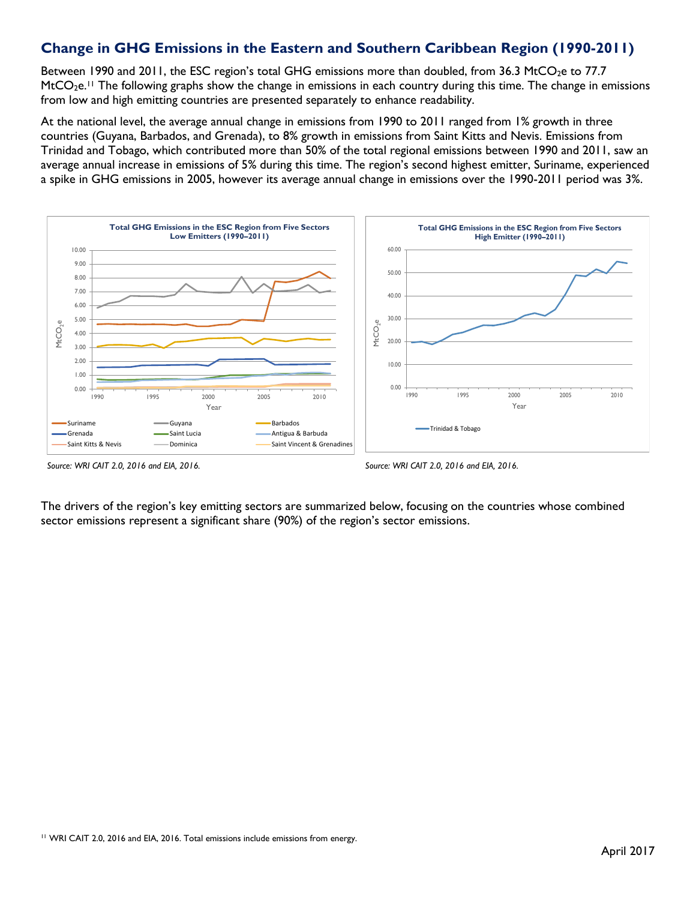## Change in GHG Emissions in the Eastern and Southern Caribbean Region (1990-2011)

Between 1990 and 2011, the ESC region's total GHG emissions more than doubled, from 36.3 $MtCO_2e$ to 77.7 $MtCO_2e$.[11] The following graphs show the change in emissions in each country during this time. The change in emissions from low and high emitting countries are presented separately to enhance readability.

At the national level, the average annual change in emissions from 1990 to 2011 ranged from 1% growth in three countries (Guyana, Barbados, and Grenada), to 8% growth in emissions from Saint Kitts and Nevis. Emissions from Trinidad and Tobago, which contributed more than 50% of the total regional emissions between 1990 and 2011, saw an average annual increase in emissions of 5% during this time. The region's second highest emitter, Suriname, experienced a spike in GHG emissions in 2005, however its average annual change in emissions over the 1990-2011 period was 3%.

Total GHG Emissions in the ESC Region from Five Sectors
Low Emitters (1990–2011)

$MtCO_2e$

10.00
9.00
8.00
7.00
6.00
5.00
4.00
3.00
2.00
1.00
0.00

1990
1995
2000
2005
2010

Year

Suriname
Guyana
Barbados
Grenada
Saint Lucia
Antigua & Barbuda
Saint Kitts & Nevis
Dominica
Saint Vincent & Grenadines

*Source: WRI CAIT 2.0, 2016 and EIA, 2016.*

Total GHG Emissions in the ESC Region from Five Sectors
High Emitter (1990–2011)

$MtCO_2e$

60.00
50.00
40.00
30.00
20.00
10.00
0.00

1990
1995
2000
2005
2010

Year

Trinidad & Tobago

*Source: WRI CAIT 2.0, 2016 and EIA, 2016.*

The drivers of the region's key emitting sectors are summarized below, focusing on the countries whose combined sector emissions represent a significant share (90%) of the region's sector emissions.

[11] WRI CAIT 2.0, 2016 and EIA, 2016. Total emissions include emissions from energy.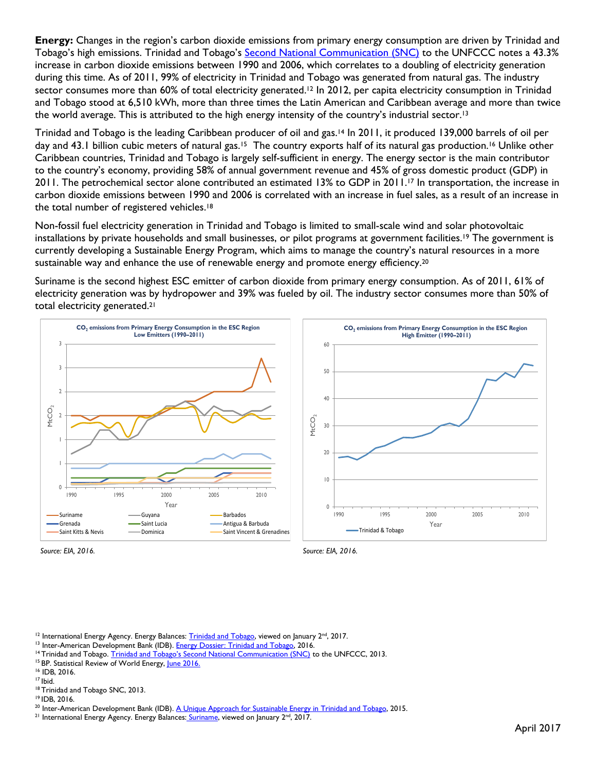**Energy:** Changes in the region's carbon dioxide emissions from primary energy consumption are driven by Trinidad and Tobago's high emissions. Trinidad and Tobago's Second National Communication (SNC) to the UNFCCC notes a 43.3% increase in carbon dioxide emissions between 1990 and 2006, which correlates to a doubling of electricity generation during this time. As of 2011, 99% of electricity in Trinidad and Tobago was generated from natural gas. The industry sector consumes more than 60% of total electricity generated.[12] In 2012, per capita electricity consumption in Trinidad and Tobago stood at 6,510 kWh, more than three times the Latin American and Caribbean average and more than twice the world average. This is attributed to the high energy intensity of the country's industrial sector.[13]

Trinidad and Tobago is the leading Caribbean producer of oil and gas.[14] In 2011, it produced 139,000 barrels of oil per day and 43.1 billion cubic meters of natural gas.[15] The country exports half of its natural gas production.[16] Unlike other Caribbean countries, Trinidad and Tobago is largely self-sufficient in energy. The energy sector is the main contributor to the country's economy, providing 58% of annual government revenue and 45% of gross domestic product (GDP) in 2011. The petrochemical sector alone contributed an estimated 13% to GDP in 2011.[17] In transportation, the increase in carbon dioxide emissions between 1990 and 2006 is correlated with an increase in fuel sales, as a result of an increase in the total number of registered vehicles.[18]

Non-fossil fuel electricity generation in Trinidad and Tobago is limited to small-scale wind and solar photovoltaic installations by private households and small businesses, or pilot programs at government facilities.[19] The government is currently developing a Sustainable Energy Program, which aims to manage the country's natural resources in a more sustainable way and enhance the use of renewable energy and promote energy efficiency.[20]

Suriname is the second highest ESC emitter of carbon dioxide from primary energy consumption. As of 2011, 61% of electricity generation was by hydropower and 39% was fueled by oil. The industry sector consumes more than 50% of total electricity generated.[21]

$CO_2$ emissions from Primary Energy Consumption in the ESC Region
Low Emitters (1990–2011)

MtCO2
0
1
1
2
2
3
3
1990
1995
2000
2005
2010
Year

Suriname
Guyana
Barbados
Grenada
Saint Lucia
Antigua & Barbuda
Saint Kitts & Nevis
Dominica
Saint Vincent & Grenadines

*Source: EIA, 2016.*

$CO_2$ emissions from Primary Energy Consumption in the ESC Region
High Emitter (1990–2011)

MtCO2
0
10
20
30
40
50
60
1990
1995
2000
2005
2010
Year

Trinidad & Tobago

*Source: EIA, 2016.*

[12] International Energy Agency. Energy Balances: Trinidad and Tobago, viewed on January 2nd, 2017.
[13] Inter-American Development Bank (IDB). Energy Dossier: Trinidad and Tobago, 2016.
[14] Trinidad and Tobago. Trinidad and Tobago's Second National Communication (SNC) to the UNFCCC, 2013.
[15] BP. Statistical Review of World Energy, June 2016.
[16] IDB, 2016.
[17] Ibid.
[18] Trinidad and Tobago SNC, 2013.
[19] IDB, 2016.
[20] Inter-American Development Bank (IDB). A Unique Approach for Sustainable Energy in Trinidad and Tobago, 2015.
[21] International Energy Agency. Energy Balances: Suriname, viewed on January 2nd, 2017.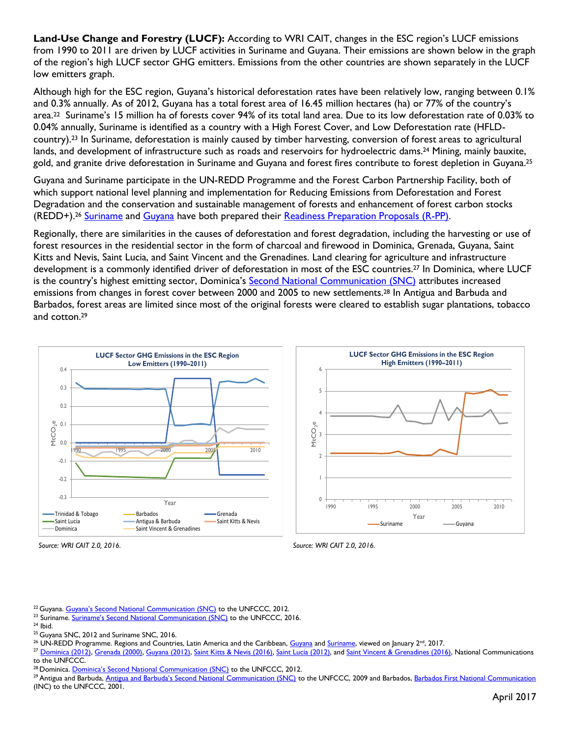**Land-Use Change and Forestry (LUCF):** According to WRI CAIT, changes in the ESC region's LUCF emissions from 1990 to 2011 are driven by LUCF activities in Suriname and Guyana. Their emissions are shown below in the graph of the region's high LUCF sector GHG emitters. Emissions from the other countries are shown separately in the LUCF low emitters graph.

Although high for the ESC region, Guyana's historical deforestation rates have been relatively low, ranging between 0.1% and 0.3% annually. As of 2012, Guyana has a total forest area of 16.45 million hectares (ha) or 77% of the country's area.[22] Suriname's 15 million ha of forests cover 94% of its total land area. Due to its low deforestation rate of 0.03% to 0.04% annually, Suriname is identified as a country with a High Forest Cover, and Low Deforestation rate (HFLD-country).[23] In Suriname, deforestation is mainly caused by timber harvesting, conversion of forest areas to agricultural lands, and development of infrastructure such as roads and reservoirs for hydroelectric dams.[24] Mining, mainly bauxite, gold, and granite drive deforestation in Suriname and Guyana and forest fires contribute to forest depletion in Guyana.[25]

Guyana and Suriname participate in the UN-REDD Programme and the Forest Carbon Partnership Facility, both of which support national level planning and implementation for Reducing Emissions from Deforestation and Forest Degradation and the conservation and sustainable management of forests and enhancement of forest carbon stocks (REDD+).[26] Suriname and Guyana have both prepared their Readiness Preparation Proposals (R-PP).

Regionally, there are similarities in the causes of deforestation and forest degradation, including the harvesting or use of forest resources in the residential sector in the form of charcoal and firewood in Dominica, Grenada, Guyana, Saint Kitts and Nevis, Saint Lucia, and Saint Vincent and the Grenadines. Land clearing for agriculture and infrastructure development is a commonly identified driver of deforestation in most of the ESC countries.[27] In Dominica, where LUCF is the country's highest emitting sector, Dominica's Second National Communication (SNC) attributes increased emissions from changes in forest cover between 2000 and 2005 to new settlements.[28] In Antigua and Barbuda and Barbados, forest areas are limited since most of the original forests were cleared to establish sugar plantations, tobacco and cotton.[29]

LUCF Sector GHG Emissions in the ESC Region
Low Emitters (1990–2011)

MtCO₂e

0.4
0.3
0.2
0.1
0.0
-0.1
-0.2
-0.3

1990 1995 2000 2005 2010

Year

Trinidad & Tobago
Barbados
Grenada
Saint Lucia
Antigua & Barbuda
Saint Kitts & Nevis
Dominica
Saint Vincent & Grenadines

*Source: WRI CAIT 2.0, 2016.*

LUCF Sector GHG Emissions in the ESC Region
High Emitters (1990–2011)

MtCO₂e

6
5
4
3
2
1
0

1990 1995 2000 2005 2010

Year

Suriname
Guyana

*Source: WRI CAIT 2.0, 2016.*

---

[22] Guyana. Guyana's Second National Communication (SNC) to the UNFCCC, 2012.
[23] Suriname. Suriname's Second National Communication (SNC) to the UNFCCC, 2016.
[24] Ibid.
[25] Guyana SNC, 2012 and Suriname SNC, 2016.
[26] UN-REDD Programme. Regions and Countries, Latin America and the Caribbean, Guyana and Suriname, viewed on January 2nd, 2017.
[27] Dominica (2012), Grenada (2000), Guyana (2012), Saint Kitts & Nevis (2016), Saint Lucia (2012), and Saint Vincent & Grenadines (2016), National Communications to the UNFCCC.
[28] Dominica. Dominica's Second National Communication (SNC) to the UNFCCC, 2012.
[29] Antigua and Barbuda, Antigua and Barbuda's Second National Communication (SNC) to the UNFCCC, 2009 and Barbados, Barbados First National Communication (INC) to the UNFCCC, 2001.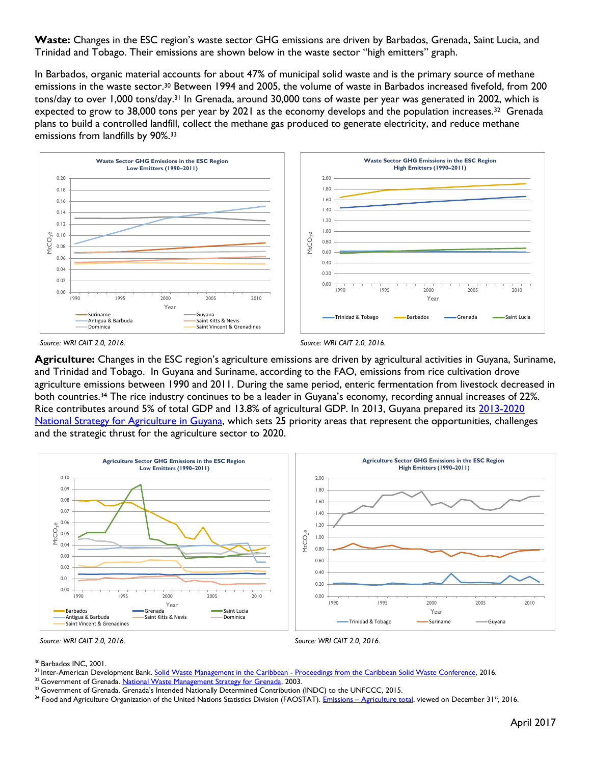**Waste:** Changes in the ESC region's waste sector GHG emissions are driven by Barbados, Grenada, Saint Lucia, and Trinidad and Tobago. Their emissions are shown below in the waste sector "high emitters" graph.

In Barbados, organic material accounts for about 47% of municipal solid waste and is the primary source of methane emissions in the waste sector.[30] Between 1994 and 2005, the volume of waste in Barbados increased fivefold, from 200 tons/day to over 1,000 tons/day.[31] In Grenada, around 30,000 tons of waste per year was generated in 2002, which is expected to grow to 38,000 tons per year by 2021 as the economy develops and the population increases.[32] Grenada plans to build a controlled landfill, collect the methane gas produced to generate electricity, and reduce methane emissions from landfills by 90%.[33]

Waste Sector GHG Emissions in the ESC Region
Low Emitters (1990–2011)

MtCO$_2$e
0.00
0.02
0.04
0.06
0.08
0.10
0.12
0.14
0.16
0.18
0.20

Year
1990
1995
2000
2005
2010

Suriname
Guyana
Antigua & Barbuda
Saint Kitts & Nevis
Dominica
Saint Vincent & Grenadines

*Source: WRI CAIT 2.0, 2016.*

Waste Sector GHG Emissions in the ESC Region
High Emitters (1990–2011)

MtCO$_2$e
0.00
0.20
0.40
0.60
0.80
1.00
1.20
1.40
1.60
1.80
2.00

Year
1990
1995
2000
2005
2010

Trinidad & Tobago
Barbados
Grenada
Saint Lucia

*Source: WRI CAIT 2.0, 2016.*

**Agriculture:** Changes in the ESC region's agriculture emissions are driven by agricultural activities in Guyana, Suriname, and Trinidad and Tobago. In Guyana and Suriname, according to the FAO, emissions from rice cultivation drove agriculture emissions between 1990 and 2011. During the same period, enteric fermentation from livestock decreased in both countries.[34] The rice industry continues to be a leader in Guyana's economy, recording annual increases of 22%. Rice contributes around 5% of total GDP and 13.8% of agricultural GDP. In 2013, Guyana prepared its 2013-2020 National Strategy for Agriculture in Guyana, which sets 25 priority areas that represent the opportunities, challenges and the strategic thrust for the agriculture sector to 2020.

Agriculture Sector GHG Emissions in the ESC Region
Low Emitters (1990–2011)

MtCO$_2$e
0.00
0.01
0.02
0.03
0.04
0.05
0.06
0.07
0.08
0.09
0.10

Year
1990
1995
2000
2005
2010

Barbados
Grenada
Saint Lucia
Antigua & Barbuda
Saint Kitts & Nevis
Dominica
Saint Vincent & Grenadines

*Source: WRI CAIT 2.0, 2016.*

Agriculture Sector GHG Emissions in the ESC Region
High Emitters (1990–2011)

MtCO$_2$e
0.00
0.20
0.40
0.60
0.80
1.00
1.20
1.40
1.60
1.80
2.00

Year
1990
1995
2000
2005
2010

Trinidad & Tobago
Suriname
Guyana

*Source: WRI CAIT 2.0, 2016.*

---

[30] Barbados INC, 2001.

[31] Inter-American Development Bank. Solid Waste Management in the Caribbean - Proceedings from the Caribbean Solid Waste Conference, 2016.

[32] Government of Grenada. National Waste Management Strategy for Grenada, 2003.

[33] Government of Grenada. Grenada's Intended Nationally Determined Contribution (INDC) to the UNFCCC, 2015.

[34] Food and Agriculture Organization of the United Nations Statistics Division (FAOSTAT). Emissions – Agriculture total, viewed on December 31st, 2016.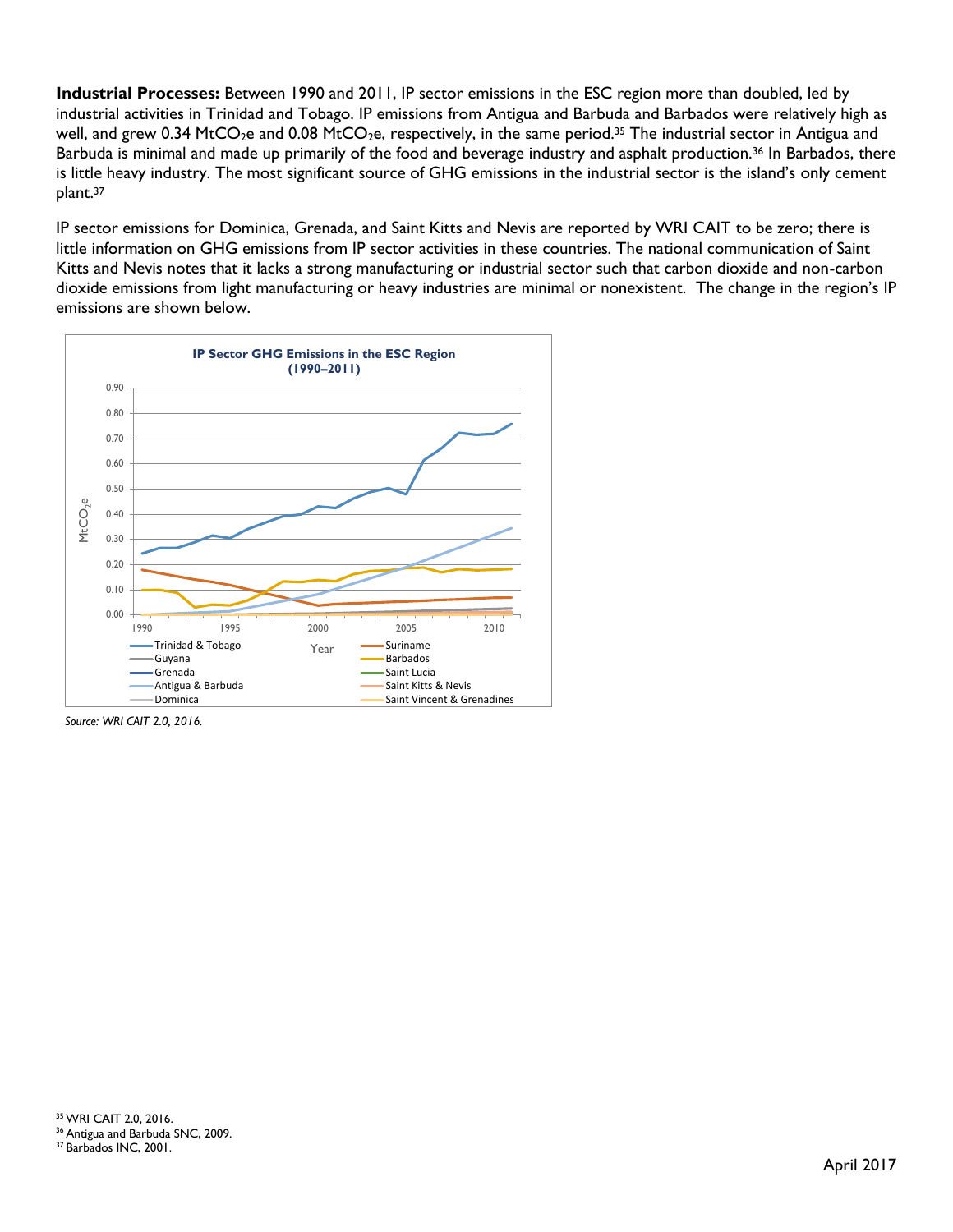**Industrial Processes:** Between 1990 and 2011, IP sector emissions in the ESC region more than doubled, led by industrial activities in Trinidad and Tobago. IP emissions from Antigua and Barbuda and Barbados were relatively high as well, and grew 0.34 $MtCO_2e$ and 0.08 $MtCO_2e$, respectively, in the same period.[35] The industrial sector in Antigua and Barbuda is minimal and made up primarily of the food and beverage industry and asphalt production.[36] In Barbados, there is little heavy industry. The most significant source of GHG emissions in the industrial sector is the island's only cement plant.[37]

IP sector emissions for Dominica, Grenada, and Saint Kitts and Nevis are reported by WRI CAIT to be zero; there is little information on GHG emissions from IP sector activities in these countries. The national communication of Saint Kitts and Nevis notes that it lacks a strong manufacturing or industrial sector such that carbon dioxide and non-carbon dioxide emissions from light manufacturing or heavy industries are minimal or nonexistent. The change in the region's IP emissions are shown below.

**IP Sector GHG Emissions in the ESC Region (1990–2011)**

$MtCO_2e$

0.90
0.80
0.70
0.60
0.50
0.40
0.30
0.20
0.10
0.00

1990
1995
2000
2005
2010

Year

Trinidad & Tobago
Suriname
Guyana
Barbados
Grenada
Saint Lucia
Antigua & Barbuda
Saint Kitts & Nevis
Dominica
Saint Vincent & Grenadines

*Source: WRI CAIT 2.0, 2016.*

[35] WRI CAIT 2.0, 2016.
[36] Antigua and Barbuda SNC, 2009.
[37] Barbados INC, 2001.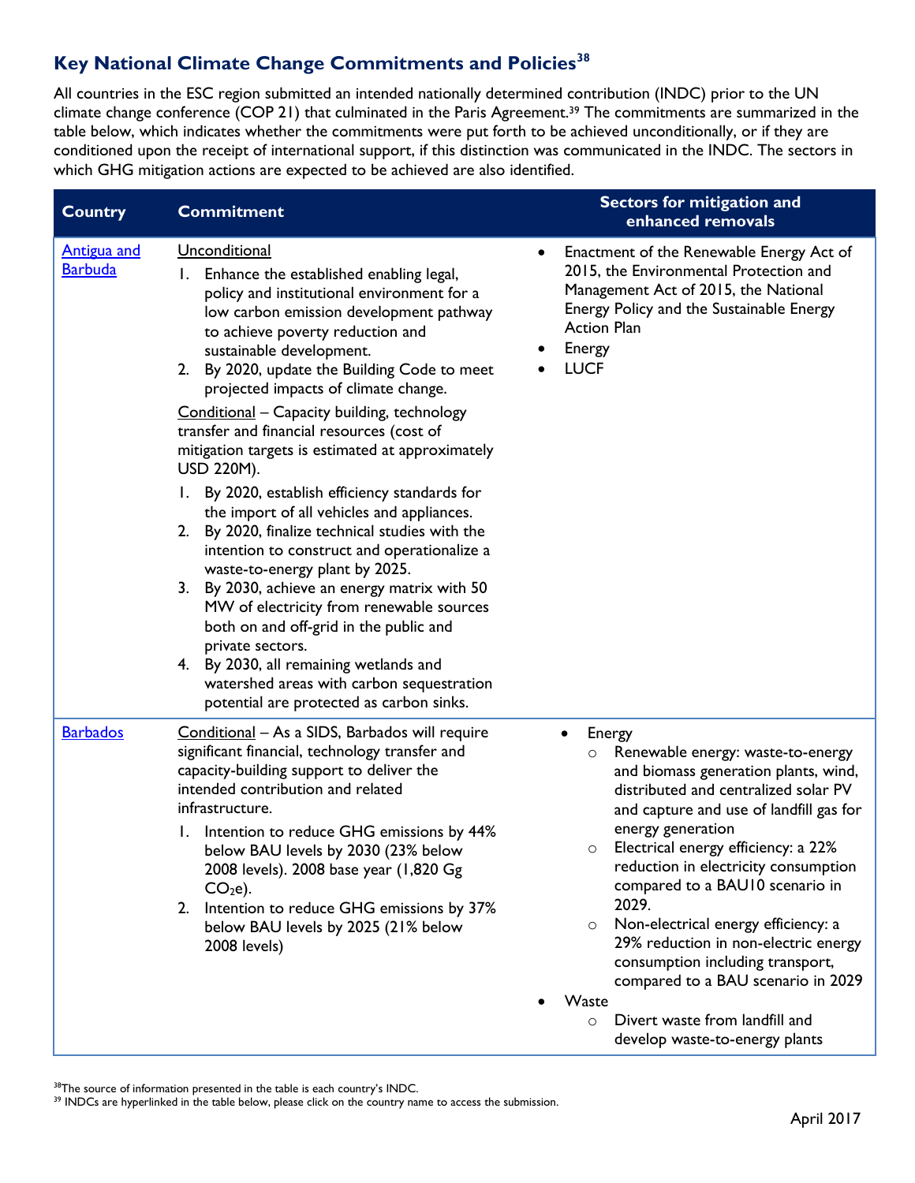## Key National Climate Change Commitments and Policies[38]

All countries in the ESC region submitted an intended nationally determined contribution (INDC) prior to the UN climate change conference (COP 21) that culminated in the Paris Agreement.[39] The commitments are summarized in the table below, which indicates whether the commitments were put forth to be achieved unconditionally, or if they are conditioned upon the receipt of international support, if this distinction was communicated in the INDC. The sectors in which GHG mitigation actions are expected to be achieved are also identified.

| Country | Commitment | Sectors for mitigation and enhanced removals |
|---|---|---|
| Antigua and Barbuda | Unconditional<br>1. Enhance the established enabling legal, policy and institutional environment for a low carbon emission development pathway to achieve poverty reduction and sustainable development.<br>2. By 2020, update the Building Code to meet projected impacts of climate change.<br>Conditional – Capacity building, technology transfer and financial resources (cost of mitigation targets is estimated at approximately USD 220M).<br>1. By 2020, establish efficiency standards for the import of all vehicles and appliances.<br>2. By 2020, finalize technical studies with the intention to construct and operationalize a waste-to-energy plant by 2025.<br>3. By 2030, achieve an energy matrix with 50 MW of electricity from renewable sources both on and off-grid in the public and private sectors.<br>4. By 2030, all remaining wetlands and watershed areas with carbon sequestration potential are protected as carbon sinks. | • Enactment of the Renewable Energy Act of 2015, the Environmental Protection and Management Act of 2015, the National Energy Policy and the Sustainable Energy Action Plan<br>• Energy<br>• LUCF |
| Barbados | Conditional – As a SIDS, Barbados will require significant financial, technology transfer and capacity-building support to deliver the intended contribution and related infrastructure.<br>1. Intention to reduce GHG emissions by 44% below BAU levels by 2030 (23% below 2008 levels). 2008 base year (1,820 Gg $CO_2e$).<br>2. Intention to reduce GHG emissions by 37% below BAU levels by 2025 (21% below 2008 levels) | • Energy<br>  ○ Renewable energy: waste-to-energy and biomass generation plants, wind, distributed and centralized solar PV and capture and use of landfill gas for energy generation<br>  ○ Electrical energy efficiency: a 22% reduction in electricity consumption compared to a BAU10 scenario in 2029.<br>  ○ Non-electrical energy efficiency: a 29% reduction in non-electric energy consumption including transport, compared to a BAU scenario in 2029<br>• Waste<br>  ○ Divert waste from landfill and develop waste-to-energy plants |

[38]The source of information presented in the table is each country's INDC.
[39] INDCs are hyperlinked in the table below, please click on the country name to access the submission.

April 2017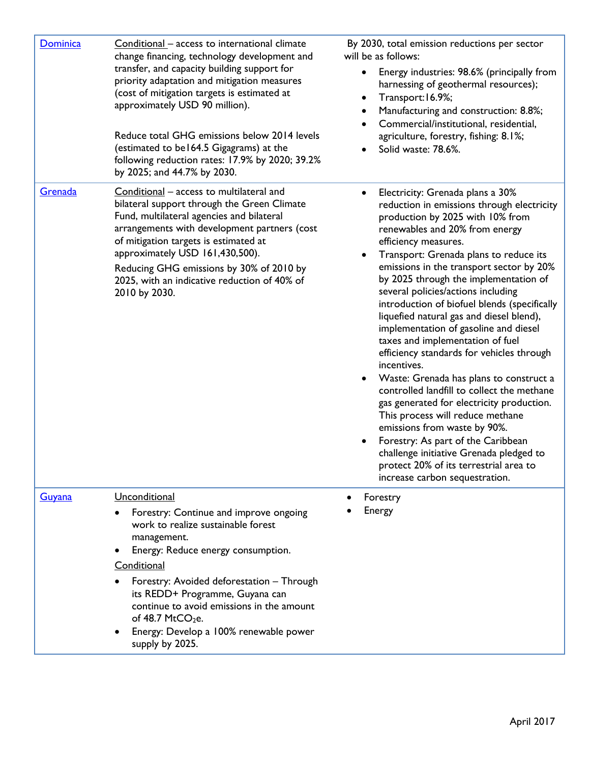| | | |
|---|---|---|
| Dominica | Conditional – access to international climate change financing, technology development and transfer, and capacity building support for priority adaptation and mitigation measures (cost of mitigation targets is estimated at approximately USD 90 million).<br><br>Reduce total GHG emissions below 2014 levels (estimated to be164.5 Gigagrams) at the following reduction rates: 17.9% by 2020; 39.2% by 2025; and 44.7% by 2030. | By 2030, total emission reductions per sector will be as follows:<br>• Energy industries: 98.6% (principally from harnessing of geothermal resources);<br>• Transport:16.9%;<br>• Manufacturing and construction: 8.8%;<br>• Commercial/institutional, residential, agriculture, forestry, fishing: 8.1%;<br>• Solid waste: 78.6%. |
| Grenada | Conditional – access to multilateral and bilateral support through the Green Climate Fund, multilateral agencies and bilateral arrangements with development partners (cost of mitigation targets is estimated at approximately USD 161,430,500).<br>Reducing GHG emissions by 30% of 2010 by 2025, with an indicative reduction of 40% of 2010 by 2030. | • Electricity: Grenada plans a 30% reduction in emissions through electricity production by 2025 with 10% from renewables and 20% from energy efficiency measures.<br>• Transport: Grenada plans to reduce its emissions in the transport sector by 20% by 2025 through the implementation of several policies/actions including introduction of biofuel blends (specifically liquefied natural gas and diesel blend), implementation of gasoline and diesel taxes and implementation of fuel efficiency standards for vehicles through incentives.<br>• Waste: Grenada has plans to construct a controlled landfill to collect the methane gas generated for electricity production. This process will reduce methane emissions from waste by 90%.<br>• Forestry: As part of the Caribbean challenge initiative Grenada pledged to protect 20% of its terrestrial area to increase carbon sequestration. |
| Guyana | Unconditional<br>• Forestry: Continue and improve ongoing work to realize sustainable forest management.<br>• Energy: Reduce energy consumption.<br>Conditional<br>• Forestry: Avoided deforestation – Through its REDD+ Programme, Guyana can continue to avoid emissions in the amount of 48.7 $MtCO_2e$.<br>• Energy: Develop a 100% renewable power supply by 2025. | • Forestry<br>• Energy |

April 2017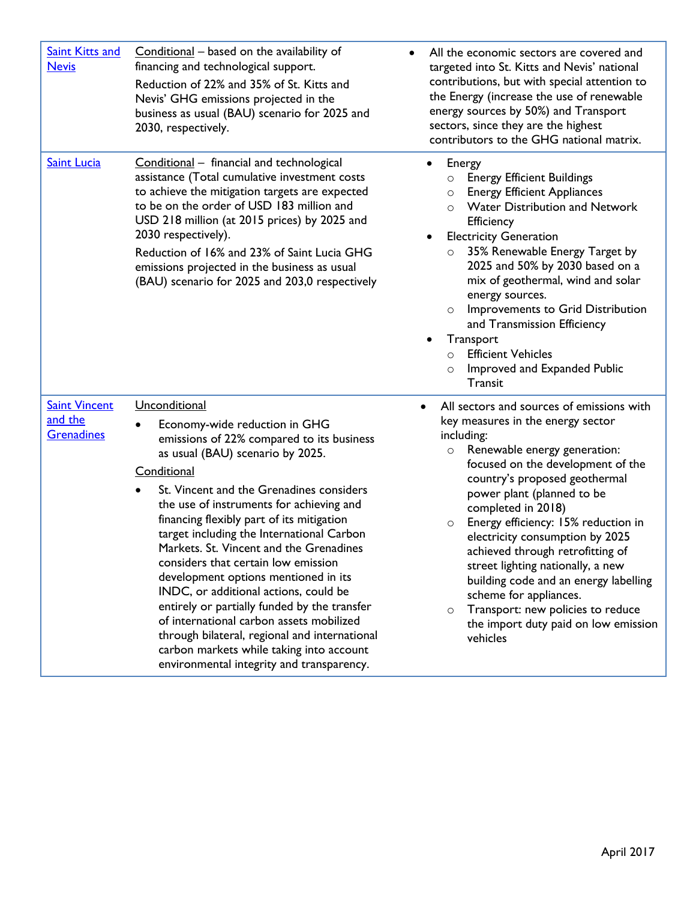| | | |
|---|---|---|
| Saint Kitts and Nevis | Conditional – based on the availability of financing and technological support.<br>Reduction of 22% and 35% of St. Kitts and Nevis' GHG emissions projected in the business as usual (BAU) scenario for 2025 and 2030, respectively. | • All the economic sectors are covered and targeted into St. Kitts and Nevis' national contributions, but with special attention to the Energy (increase the use of renewable energy sources by 50%) and Transport sectors, since they are the highest contributors to the GHG national matrix. |
| Saint Lucia | Conditional – financial and technological assistance (Total cumulative investment costs to achieve the mitigation targets are expected to be on the order of USD 183 million and USD 218 million (at 2015 prices) by 2025 and 2030 respectively).<br>Reduction of 16% and 23% of Saint Lucia GHG emissions projected in the business as usual (BAU) scenario for 2025 and 203,0 respectively | • Energy<br>&nbsp;&nbsp;○ Energy Efficient Buildings<br>&nbsp;&nbsp;○ Energy Efficient Appliances<br>&nbsp;&nbsp;○ Water Distribution and Network Efficiency<br>• Electricity Generation<br>&nbsp;&nbsp;○ 35% Renewable Energy Target by 2025 and 50% by 2030 based on a mix of geothermal, wind and solar energy sources.<br>&nbsp;&nbsp;○ Improvements to Grid Distribution and Transmission Efficiency<br>• Transport<br>&nbsp;&nbsp;○ Efficient Vehicles<br>&nbsp;&nbsp;○ Improved and Expanded Public Transit |
| Saint Vincent and the Grenadines | Unconditional<br>• Economy-wide reduction in GHG emissions of 22% compared to its business as usual (BAU) scenario by 2025.<br>Conditional<br>• St. Vincent and the Grenadines considers the use of instruments for achieving and financing flexibly part of its mitigation target including the International Carbon Markets. St. Vincent and the Grenadines considers that certain low emission development options mentioned in its INDC, or additional actions, could be entirely or partially funded by the transfer of international carbon assets mobilized through bilateral, regional and international carbon markets while taking into account environmental integrity and transparency. | • All sectors and sources of emissions with key measures in the energy sector including:<br>&nbsp;&nbsp;○ Renewable energy generation: focused on the development of the country's proposed geothermal power plant (planned to be completed in 2018)<br>&nbsp;&nbsp;○ Energy efficiency: 15% reduction in electricity consumption by 2025 achieved through retrofitting of street lighting nationally, a new building code and an energy labelling scheme for appliances.<br>&nbsp;&nbsp;○ Transport: new policies to reduce the import duty paid on low emission vehicles |

April 2017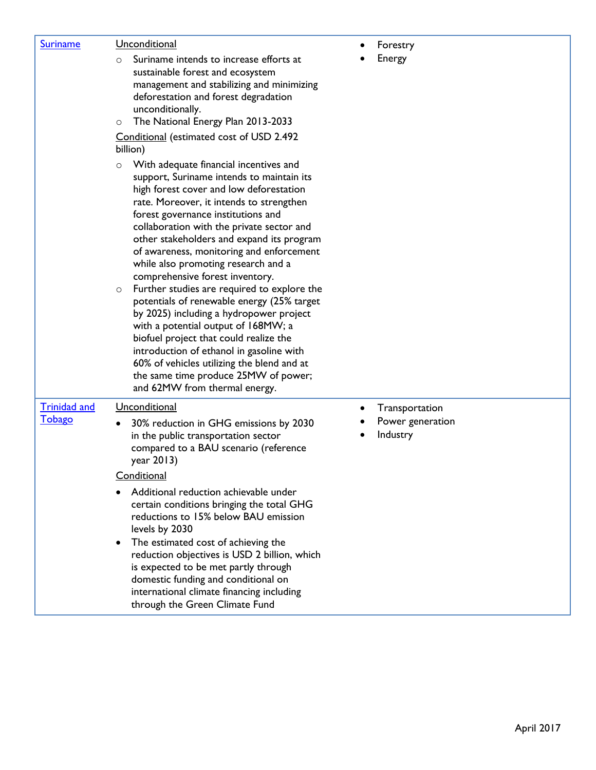| | | |
|---|---|---|
| Suriname | Unconditional<br>○ Suriname intends to increase efforts at sustainable forest and ecosystem management and stabilizing and minimizing deforestation and forest degradation unconditionally.<br>○ The National Energy Plan 2013-2033<br>Conditional (estimated cost of USD 2.492 billion)<br>○ With adequate financial incentives and support, Suriname intends to maintain its high forest cover and low deforestation rate. Moreover, it intends to strengthen forest governance institutions and collaboration with the private sector and other stakeholders and expand its program of awareness, monitoring and enforcement while also promoting research and a comprehensive forest inventory.<br>○ Further studies are required to explore the potentials of renewable energy (25% target by 2025) including a hydropower project with a potential output of 168MW; a biofuel project that could realize the introduction of ethanol in gasoline with 60% of vehicles utilizing the blend and at the same time produce 25MW of power; and 62MW from thermal energy. | • Forestry<br>• Energy |
| Trinidad and Tobago | Unconditional<br>• 30% reduction in GHG emissions by 2030 in the public transportation sector compared to a BAU scenario (reference year 2013)<br>Conditional<br>• Additional reduction achievable under certain conditions bringing the total GHG reductions to 15% below BAU emission levels by 2030<br>• The estimated cost of achieving the reduction objectives is USD 2 billion, which is expected to be met partly through domestic funding and conditional on international climate financing including through the Green Climate Fund | • Transportation<br>• Power generation<br>• Industry |

April 2017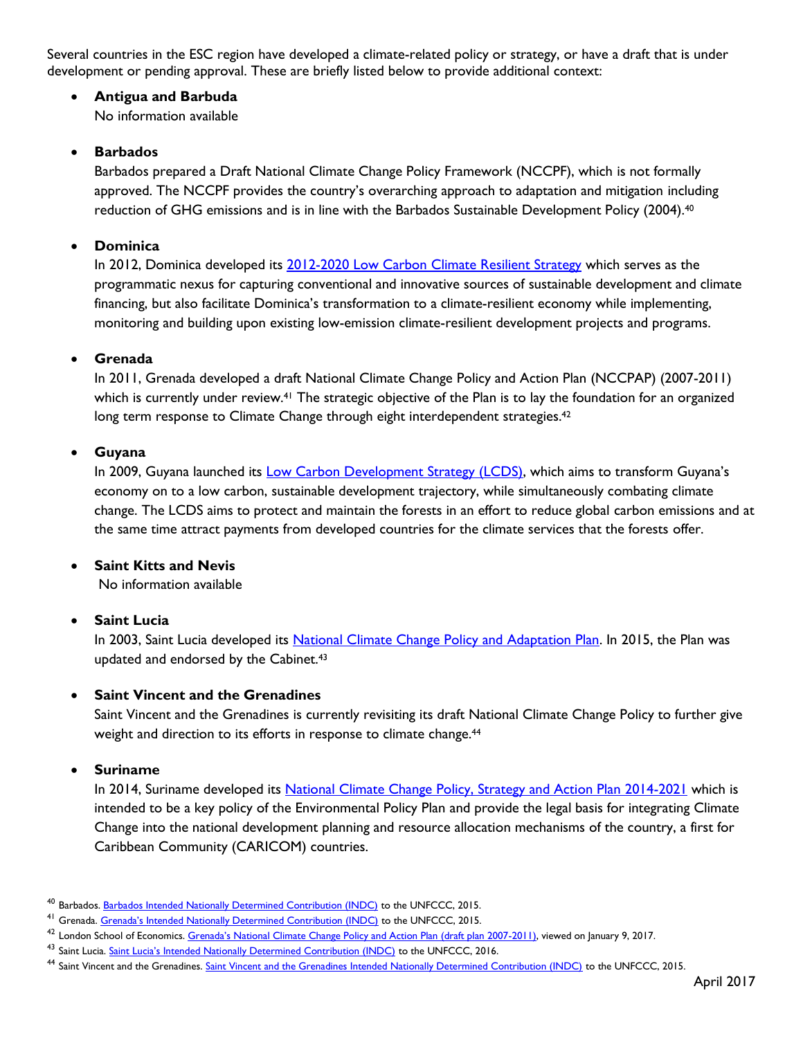Several countries in the ESC region have developed a climate-related policy or strategy, or have a draft that is under development or pending approval. These are briefly listed below to provide additional context:

- **Antigua and Barbuda**
  No information available

- **Barbados**
  Barbados prepared a Draft National Climate Change Policy Framework (NCCPF), which is not formally approved. The NCCPF provides the country's overarching approach to adaptation and mitigation including reduction of GHG emissions and is in line with the Barbados Sustainable Development Policy (2004).[40]

- **Dominica**
  In 2012, Dominica developed its 2012-2020 Low Carbon Climate Resilient Strategy which serves as the programmatic nexus for capturing conventional and innovative sources of sustainable development and climate financing, but also facilitate Dominica's transformation to a climate-resilient economy while implementing, monitoring and building upon existing low-emission climate-resilient development projects and programs.

- **Grenada**
  In 2011, Grenada developed a draft National Climate Change Policy and Action Plan (NCCPAP) (2007-2011) which is currently under review.[41] The strategic objective of the Plan is to lay the foundation for an organized long term response to Climate Change through eight interdependent strategies.[42]

- **Guyana**
  In 2009, Guyana launched its Low Carbon Development Strategy (LCDS), which aims to transform Guyana's economy on to a low carbon, sustainable development trajectory, while simultaneously combating climate change. The LCDS aims to protect and maintain the forests in an effort to reduce global carbon emissions and at the same time attract payments from developed countries for the climate services that the forests offer.

- **Saint Kitts and Nevis**
  No information available

- **Saint Lucia**
  In 2003, Saint Lucia developed its National Climate Change Policy and Adaptation Plan. In 2015, the Plan was updated and endorsed by the Cabinet.[43]

- **Saint Vincent and the Grenadines**
  Saint Vincent and the Grenadines is currently revisiting its draft National Climate Change Policy to further give weight and direction to its efforts in response to climate change.[44]

- **Suriname**
  In 2014, Suriname developed its National Climate Change Policy, Strategy and Action Plan 2014-2021 which is intended to be a key policy of the Environmental Policy Plan and provide the legal basis for integrating Climate Change into the national development planning and resource allocation mechanisms of the country, a first for Caribbean Community (CARICOM) countries.

---

[40] Barbados. Barbados Intended Nationally Determined Contribution (INDC) to the UNFCCC, 2015.

[41] Grenada. Grenada's Intended Nationally Determined Contribution (INDC) to the UNFCCC, 2015.

[42] London School of Economics. Grenada's National Climate Change Policy and Action Plan (draft plan 2007-2011), viewed on January 9, 2017.

[43] Saint Lucia. Saint Lucia's Intended Nationally Determined Contribution (INDC) to the UNFCCC, 2016.

[44] Saint Vincent and the Grenadines. Saint Vincent and the Grenadines Intended Nationally Determined Contribution (INDC) to the UNFCCC, 2015.

April 2017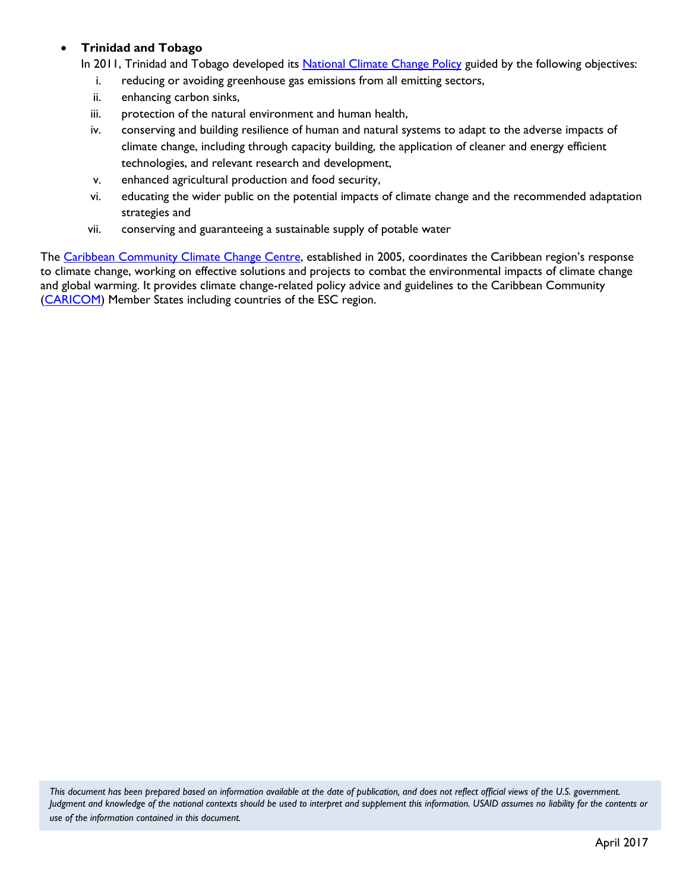- **Trinidad and Tobago**

  In 2011, Trinidad and Tobago developed its National Climate Change Policy guided by the following objectives:

  i. reducing or avoiding greenhouse gas emissions from all emitting sectors,
  ii. enhancing carbon sinks,
  iii. protection of the natural environment and human health,
  iv. conserving and building resilience of human and natural systems to adapt to the adverse impacts of climate change, including through capacity building, the application of cleaner and energy efficient technologies, and relevant research and development,
  v. enhanced agricultural production and food security,
  vi. educating the wider public on the potential impacts of climate change and the recommended adaptation strategies and
  vii. conserving and guaranteeing a sustainable supply of potable water

The Caribbean Community Climate Change Centre, established in 2005, coordinates the Caribbean region's response to climate change, working on effective solutions and projects to combat the environmental impacts of climate change and global warming. It provides climate change-related policy advice and guidelines to the Caribbean Community (CARICOM) Member States including countries of the ESC region.

*This document has been prepared based on information available at the date of publication, and does not reflect official views of the U.S. government. Judgment and knowledge of the national contexts should be used to interpret and supplement this information. USAID assumes no liability for the contents or use of the information contained in this document.*

April 2017